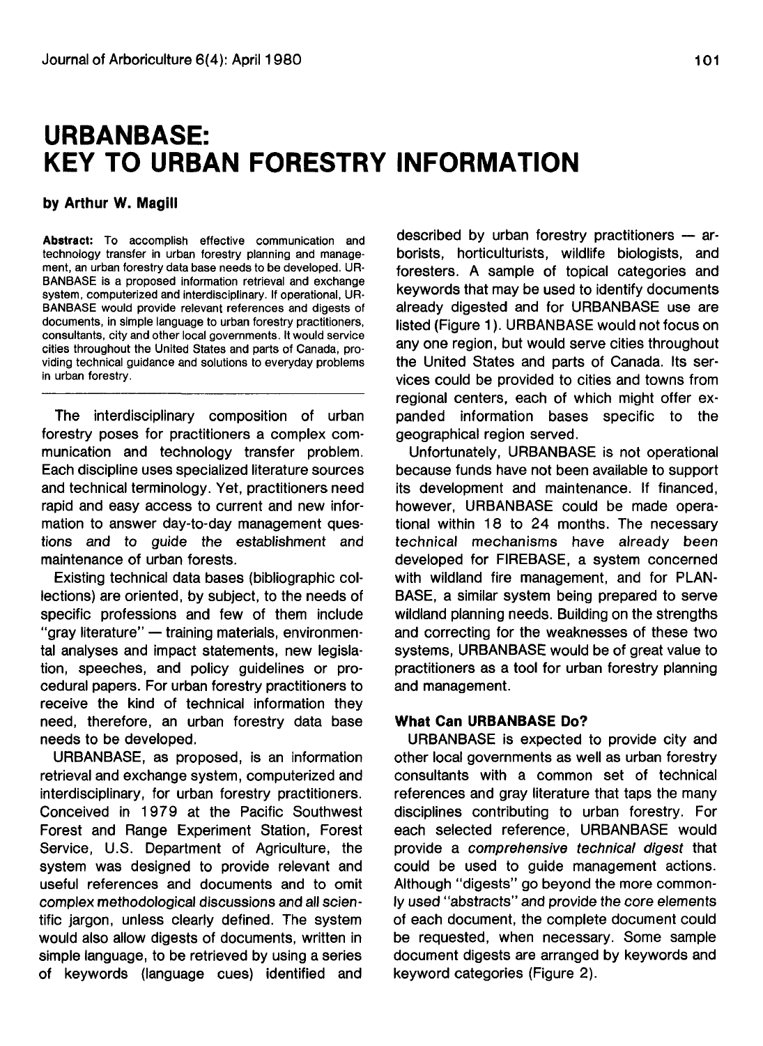# URBANBASE: KEY TO URBAN FORESTRY INFORMATION

**by Arthur W. Magill**

**Abstract:** To accomplish effective communication and technology transfer in urban forestry planning and management, an urban forestry data base needs to be developed. URBANBASE is a proposed information retrieval and exchange system, computerized and interdisciplinary. If operational, URBANBASE would provide relevant references and digests of documents, in simple language to urban forestry practitioners, consultants, city and other local governments. It would service cities throughout the United States and parts of Canada, providing technical guidance and solutions to everyday problems in urban forestry.

The interdisciplinary composition of urban forestry poses for practitioners a complex communication and technology transfer problem. Each discipline uses specialized literature sources and technical terminology. Yet, practitioners need rapid and easy access to current and new information to answer day-to-day management questions and to guide the establishment and maintenance of urban forests.

Existing technical data bases (bibliographic collections) are oriented, by subject, to the needs of specific professions and few of them include "gray literature" — training materials, environmental analyses and impact statements, new legislation, speeches, and policy guidelines or procedural papers. For urban forestry practitioners to receive the kind of technical information they need, therefore, an urban forestry data base needs to be developed.

URBANBASE, as proposed, is an information retrieval and exchange system, computerized and interdisciplinary, for urban forestry practitioners. Conceived in 1979 at the Pacific Southwest Forest and Range Experiment Station, Forest Service, U.S. Department of Agriculture, the system was designed to provide relevant and useful references and documents and to omit complex methodological discussions and all scientific jargon, unless clearly defined. The system would also allow digests of documents, written in simple language, to be retrieved by using a series of keywords (language cues) identified and described by urban forestry practitioners — arborists, horticulturists, wildlife biologists, and foresters. A sample of topical categories and keywords that may be used to identify documents already digested and for URBANBASE use are listed (Figure 1). URBANBASE would not focus on any one region, but would serve cities throughout the United States and parts of Canada. Its services could be provided to cities and towns from regional centers, each of which might offer expanded information bases specific to the geographical region served.

Unfortunately, URBANBASE is not operational because funds have not been available to support its development and maintenance. If financed, however, URBANBASE could be made operational within 18 to 24 months. The necessary technical mechanisms have already been developed for FIREBASE, a system concerned with wildland fire management, and for PLANBASE, a similar system being prepared to serve wildland planning needs. Building on the strengths and correcting for the weaknesses of these two systems, URBANBASE would be of great value to practitioners as a tool for urban forestry planning and management.

### What Can URBANBASE Do?

URBANBASE is expected to provide city and other local governments as well as urban forestry consultants with a common set of technical references and gray literature that taps the many disciplines contributing to urban forestry. For each selected reference, URBANBASE would provide a *comprehensive technical digest* that could be used to guide management actions. Although "digests" go beyond the more commonly used "abstracts" and provide the core elements of each document, the complete document could be requested, when necessary. Some sample document digests are arranged by keywords and keyword categories (Figure 2).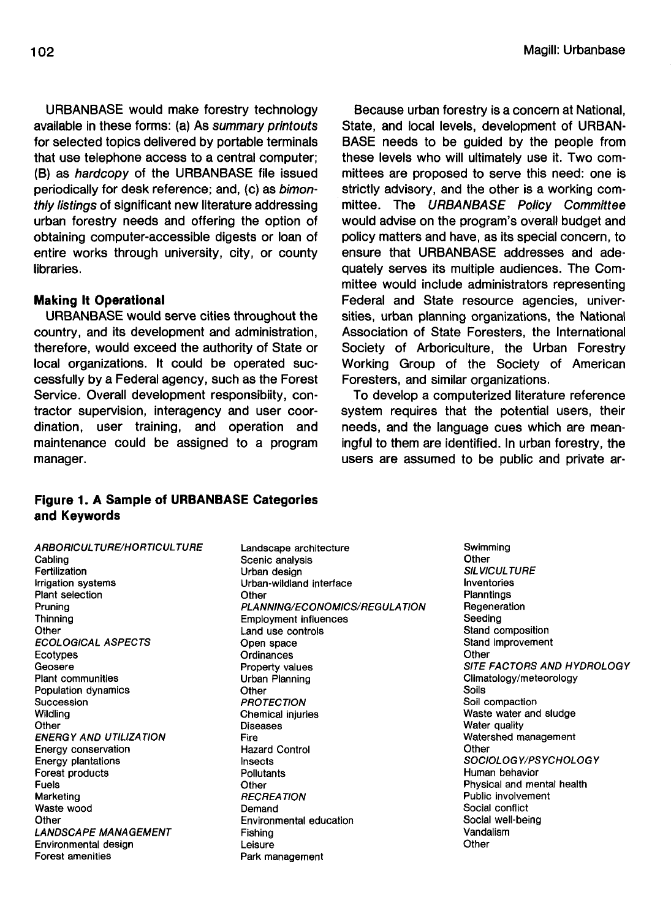URBANBASE would make forestry technology available in these forms: (a) As *summary printouts* for selected topics delivered by portable terminals that use telephone access to a central computer; (B) as *hardcopy* of the URBANBASE file issued periodically for desk reference; and, (c) as *bimonthly listings* of significant new literature addressing urban forestry needs and offering the option of obtaining computer-accessible digests or loan of entire works through university, city, or county libraries.

### Making It Operational

URBANBASE would serve cities throughout the country, and its development and administration, therefore, would exceed the authority of State or local organizations. It could be operated successfully by a Federal agency, such as the Forest Service. Overall development responsibiity, contractor supervision, interagency and user coordination, user training, and operation and maintenance could be assigned to a program manager.

Because urban forestry is a concern at National, State, and local levels, development of URBANBASE needs to be guided by the people from these levels who will ultimately use it. Two committees are proposed to serve this need: one is strictly advisory, and the other is a working committee. The *URBANBASE Policy Committee* would advise on the program's overall budget and policy matters and have, as its special concern, to ensure that URBANBASE addresses and adequately serves its multiple audiences. The Committee would include administrators representing Federal and State resource agencies, universities, urban planning organizations, the National Association of State Foresters, the International Society of Arboriculture, the Urban Forestry Working Group of the Society of American Foresters, and similar organizations.

To develop a computerized literature reference system requires that the potential users, their needs, and the language cues which are meaningful to them are identified. In urban forestry, the users are assumed to be public and private ar-

**Figure 1. A Sample of URBANBASE Categories and Keywords**

*ARBORICULTURE/HORTICULTURE*
Cabling
Fertilization
Irrigation systems
Plant selection
Pruning
Thinning
Other
*ECOLOGICAL ASPECTS*
Ecotypes
Geosere
Plant communities
Population dynamics
Succession
Wildling
Other
*ENERGY AND UTILIZATION*
Energy conservation
Energy plantations
Forest products
Fuels
Marketing
Waste wood
Other
*LANDSCAPE MANAGEMENT*
Environmental design
Forest amenities
Landscape architecture
Scenic analysis
Urban design
Urban-wildland interface
Other
*PLANNING/ECONOMICS/REGULATION*
Employment influences
Land use controls
Open space
Ordinances
Property values
Urban Planning
Other
*PROTECTION*
Chemical injuries
Diseases
Fire
Hazard Control
Insects
Pollutants
Other
*RECREATION*
Demand
Environmental education
Fishing
Leisure
Park management
Swimming
Other
*SILVICULTURE*
Inventories
Planntings
Regeneration
Seeding
Stand composition
Stand improvement
Other
*SITE FACTORS AND HYDROLOGY*
Climatology/meteorology
Soils
Soil compaction
Waste water and sludge
Water quality
Watershed management
Other
*SOCIOLOGY/PSYCHOLOGY*
Human behavior
Physical and mental health
Public involvement
Social conflict
Social well-being
Vandalism
Other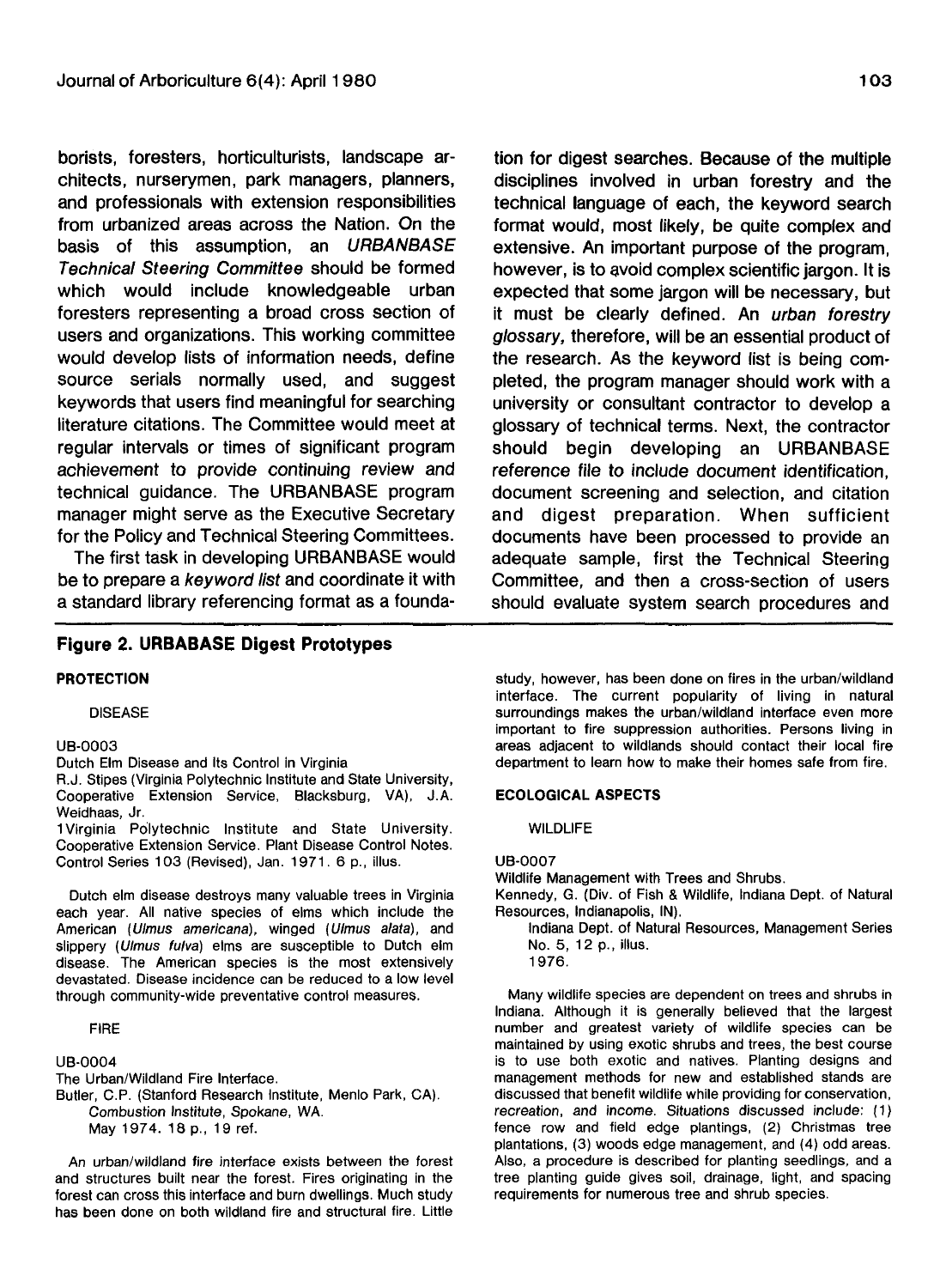borists, foresters, horticulturists, landscape architects, nurserymen, park managers, planners, and professionals with extension responsibilities from urbanized areas across the Nation. On the basis of this assumption, an *URBANBASE Technical Steering Committee* should be formed which would include knowledgeable urban foresters representing a broad cross section of users and organizations. This working committee would develop lists of information needs, define source serials normally used, and suggest keywords that users find meaningful for searching literature citations. The Committee would meet at regular intervals or times of significant program achievement to provide continuing review and technical guidance. The URBANBASE program manager might serve as the Executive Secretary for the Policy and Technical Steering Committees.

The first task in developing URBANBASE would be to prepare a *keyword list* and coordinate it with a standard library referencing format as a foundation for digest searches. Because of the multiple disciplines involved in urban forestry and the technical language of each, the keyword search format would, most likely, be quite complex and extensive. An important purpose of the program, however, is to avoid complex scientific jargon. It is expected that some jargon will be necessary, but it must be clearly defined. An *urban forestry glossary,* therefore, will be an essential product of the research. As the keyword list is being completed, the program manager should work with a university or consultant contractor to develop a glossary of technical terms. Next, the contractor should begin developing an URBANBASE reference file to include document identification, document screening and selection, and citation and digest preparation. When sufficient documents have been processed to provide an adequate sample, first the Technical Steering Committee, and then a cross-section of users should evaluate system search procedures and

**Figure 2. URBABASE Digest Prototypes**

**PROTECTION**

DISEASE

UB-0003
Dutch Elm Disease and Its Control in Virginia
R.J. Stipes (Virginia Polytechnic Institute and State University, Cooperative Extension Service, Blacksburg, VA), J.A. Weidhaas, Jr.
1Virginia Polytechnic Institute and State University. Cooperative Extension Service. Plant Disease Control Notes. Control Series 103 (Revised), Jan. 1971. 6 p., illus.

Dutch elm disease destroys many valuable trees in Virginia each year. All native species of elms which include the American (*Ulmus americana*), winged (*Ulmus alata*), and slippery (*Ulmus fulva*) elms are susceptible to Dutch elm disease. The American species is the most extensively devastated. Disease incidence can be reduced to a low level through community-wide preventative control measures.

FIRE

UB-0004
The Urban/Wildland Fire Interface.
Butler, C.P. (Stanford Research Institute, Menlo Park, CA).
Combustion Institute, Spokane, WA.
May 1974. 18 p., 19 ref.

An urban/wildland fire interface exists between the forest and structures built near the forest. Fires originating in the forest can cross this interface and burn dwellings. Much study has been done on both wildland fire and structural fire. Little study, however, has been done on fires in the urban/wildland interface. The current popularity of living in natural surroundings makes the urban/wildland interface even more important to fire suppression authorities. Persons living in areas adjacent to wildlands should contact their local fire department to learn how to make their homes safe from fire.

**ECOLOGICAL ASPECTS**

WILDLIFE

UB-0007
Wildlife Management with Trees and Shrubs.
Kennedy, G. (Div. of Fish & Wildlife, Indiana Dept. of Natural Resources, Indianapolis, IN).
Indiana Dept. of Natural Resources, Management Series No. 5, 12 p., illus.
1976.

Many wildlife species are dependent on trees and shrubs in Indiana. Although it is generally believed that the largest number and greatest variety of wildlife species can be maintained by using exotic shrubs and trees, the best course is to use both exotic and natives. Planting designs and management methods for new and established stands are discussed that benefit wildlife while providing for conservation, recreation, and income. Situations discussed include: (1) fence row and field edge plantings, (2) Christmas tree plantations, (3) woods edge management, and (4) odd areas. Also, a procedure is described for planting seedlings, and a tree planting guide gives soil, drainage, light, and spacing requirements for numerous tree and shrub species.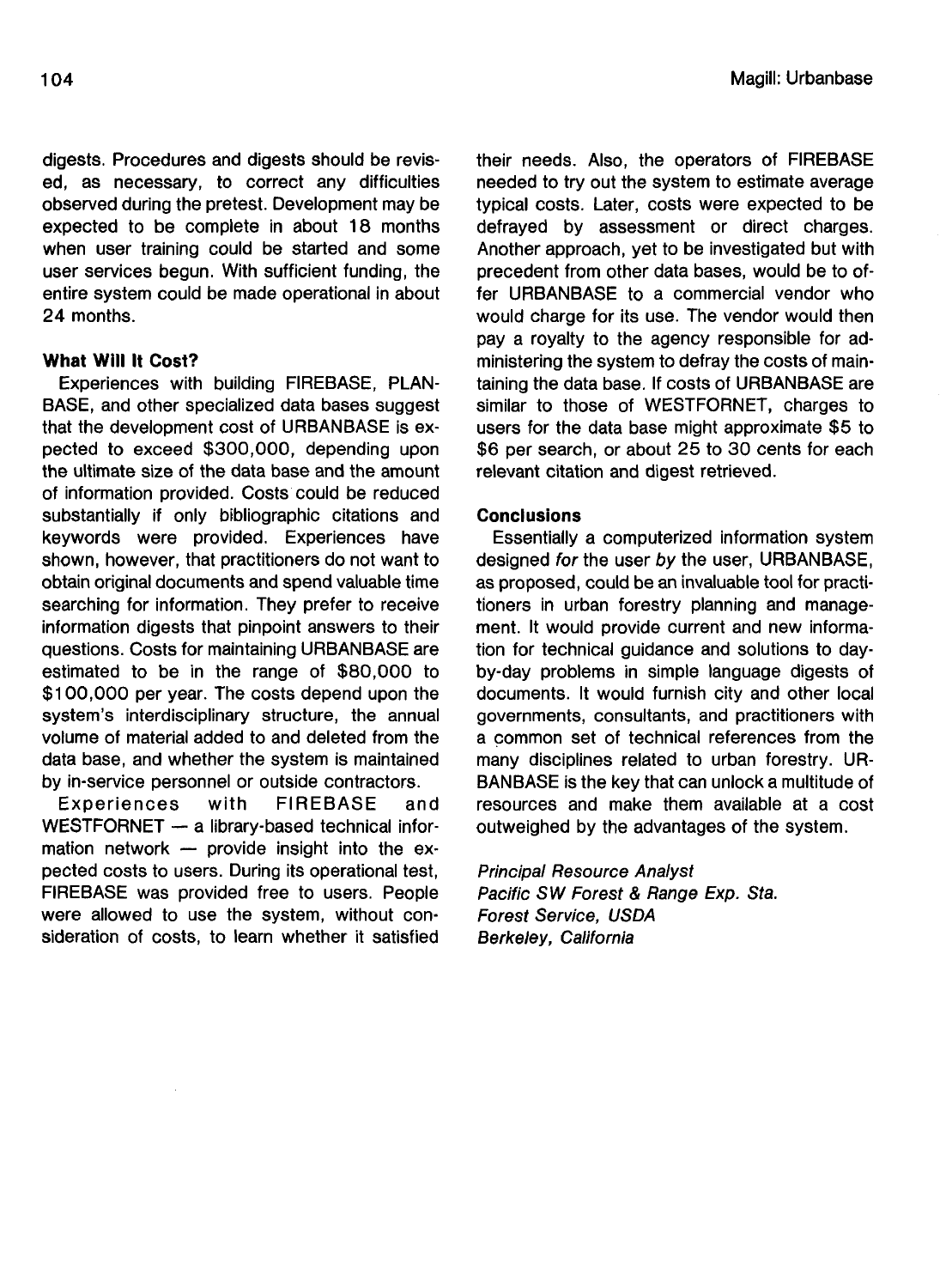digests. Procedures and digests should be revised, as necessary, to correct any difficulties observed during the pretest. Development may be expected to be complete in about 18 months when user training could be started and some user services begun. With sufficient funding, the entire system could be made operational in about 24 months.

### What Will It Cost?

Experiences with building FIREBASE, PLANBASE, and other specialized data bases suggest that the development cost of URBANBASE is expected to exceed $300,000, depending upon the ultimate size of the data base and the amount of information provided. Costs could be reduced substantially if only bibliographic citations and keywords were provided. Experiences have shown, however, that practitioners do not want to obtain original documents and spend valuable time searching for information. They prefer to receive information digests that pinpoint answers to their questions. Costs for maintaining URBANBASE are estimated to be in the range of $80,000 to $100,000 per year. The costs depend upon the system's interdisciplinary structure, the annual volume of material added to and deleted from the data base, and whether the system is maintained by in-service personnel or outside contractors.

Experiences with FIREBASE and WESTFORNET — a library-based technical information network — provide insight into the expected costs to users. During its operational test, FIREBASE was provided free to users. People were allowed to use the system, without consideration of costs, to learn whether it satisfied their needs. Also, the operators of FIREBASE needed to try out the system to estimate average typical costs. Later, costs were expected to be defrayed by assessment or direct charges. Another approach, yet to be investigated but with precedent from other data bases, would be to offer URBANBASE to a commercial vendor who would charge for its use. The vendor would then pay a royalty to the agency responsible for administering the system to defray the costs of maintaining the data base. If costs of URBANBASE are similar to those of WESTFORNET, charges to users for the data base might approximate $5 to $6 per search, or about 25 to 30 cents for each relevant citation and digest retrieved.

### Conclusions

Essentially a computerized information system designed *for* the user *by* the user, URBANBASE, as proposed, could be an invaluable tool for practitioners in urban forestry planning and management. It would provide current and new information for technical guidance and solutions to day-by-day problems in simple language digests of documents. It would furnish city and other local governments, consultants, and practitioners with a common set of technical references from the many disciplines related to urban forestry. URBANBASE is the key that can unlock a multitude of resources and make them available at a cost outweighed by the advantages of the system.

*Principal Resource Analyst*
*Pacific SW Forest & Range Exp. Sta.*
*Forest Service, USDA*
*Berkeley, California*